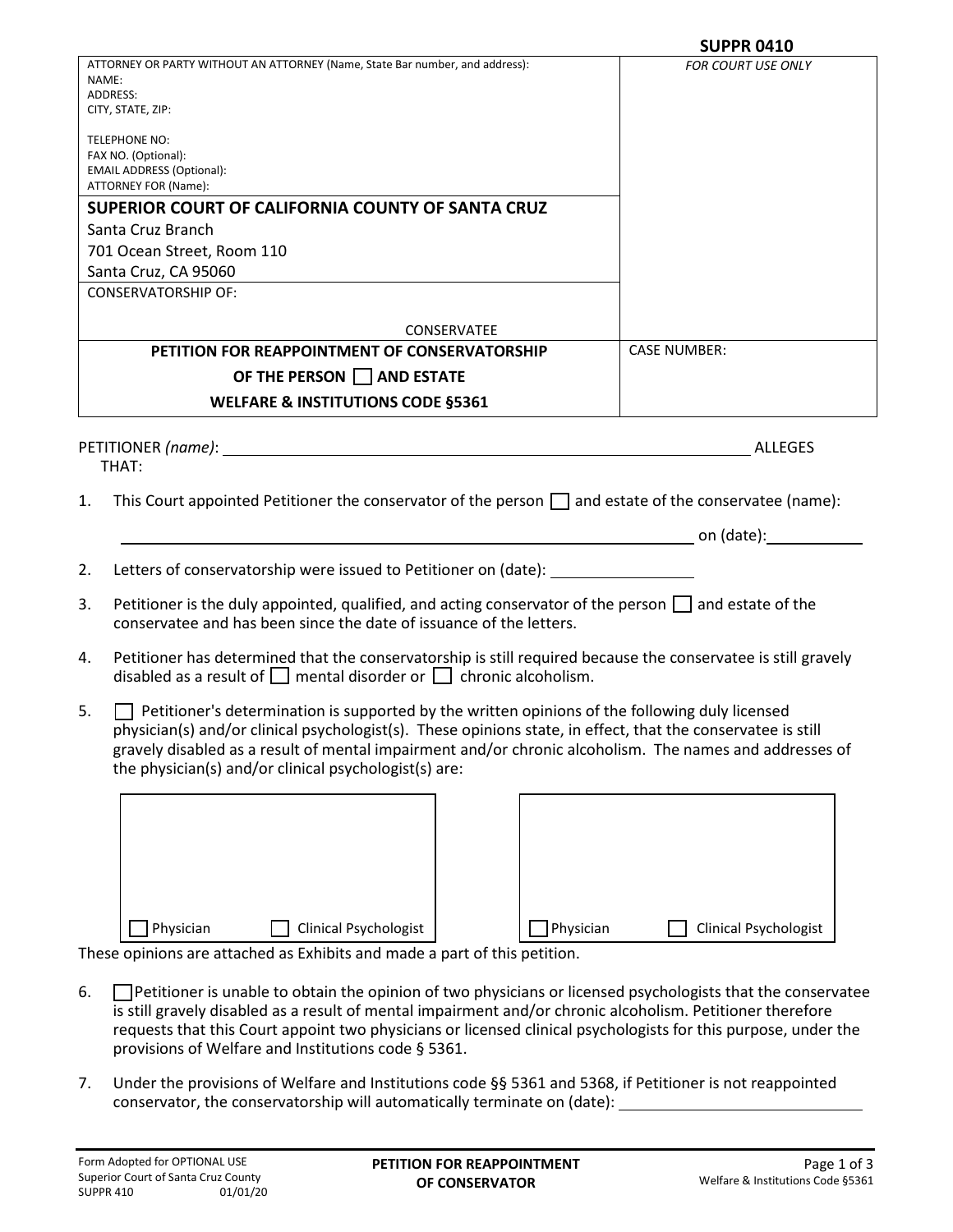**SUPPR 0410**

| ATTORNEY OR PARTY WITHOUT AN ATTORNEY (Name, State Bar number, and address):<br>NAME:<br>ADDRESS:<br>CITY, STATE, ZIP:<br><br>TELEPHONE NO:<br>FAX NO. (Optional):<br>EMAIL ADDRESS (Optional):<br>ATTORNEY FOR (Name): | *FOR COURT USE ONLY* |
|---|---|
| **SUPERIOR COURT OF CALIFORNIA COUNTY OF SANTA CRUZ**<br>Santa Cruz Branch<br>701 Ocean Street, Room 110<br>Santa Cruz, CA 95060 | |
| CONSERVATORSHIP OF:<br><br>CONSERVATEE | |
| **PETITION FOR REAPPOINTMENT OF CONSERVATORSHIP OF THE PERSON ☐ AND ESTATE WELFARE & INSTITUTIONS CODE §5361** | CASE NUMBER: |

PETITIONER *(name)*: ______________________________ ALLEGES THAT:

1. This Court appointed Petitioner the conservator of the person ☐ and estate of the conservatee (name): ______________________________ on (date): __________

2. Letters of conservatorship were issued to Petitioner on (date): __________

3. Petitioner is the duly appointed, qualified, and acting conservator of the person ☐ and estate of the conservatee and has been since the date of issuance of the letters.

4. Petitioner has determined that the conservatorship is still required because the conservatee is still gravely disabled as a result of ☐ mental disorder or ☐ chronic alcoholism.

5. ☐ Petitioner's determination is supported by the written opinions of the following duly licensed physician(s) and/or clinical psychologist(s). These opinions state, in effect, that the conservatee is still gravely disabled as a result of mental impairment and/or chronic alcoholism. The names and addresses of the physician(s) and/or clinical psychologist(s) are:

| | |
|---|---|
| <br><br><br>☐ Physician ☐ Clinical Psychologist | <br><br><br>☐ Physician ☐ Clinical Psychologist |

These opinions are attached as Exhibits and made a part of this petition.

6. ☐ Petitioner is unable to obtain the opinion of two physicians or licensed psychologists that the conservatee is still gravely disabled as a result of mental impairment and/or chronic alcoholism. Petitioner therefore requests that this Court appoint two physicians or licensed clinical psychologists for this purpose, under the provisions of Welfare and Institutions code § 5361.

7. Under the provisions of Welfare and Institutions code §§ 5361 and 5368, if Petitioner is not reappointed conservator, the conservatorship will automatically terminate on (date): __________

Form Adopted for OPTIONAL USE
Superior Court of Santa Cruz County
SUPPR 410 01/01/20

**PETITION FOR REAPPOINTMENT OF CONSERVATOR**

Welfare & Institutions Code §5361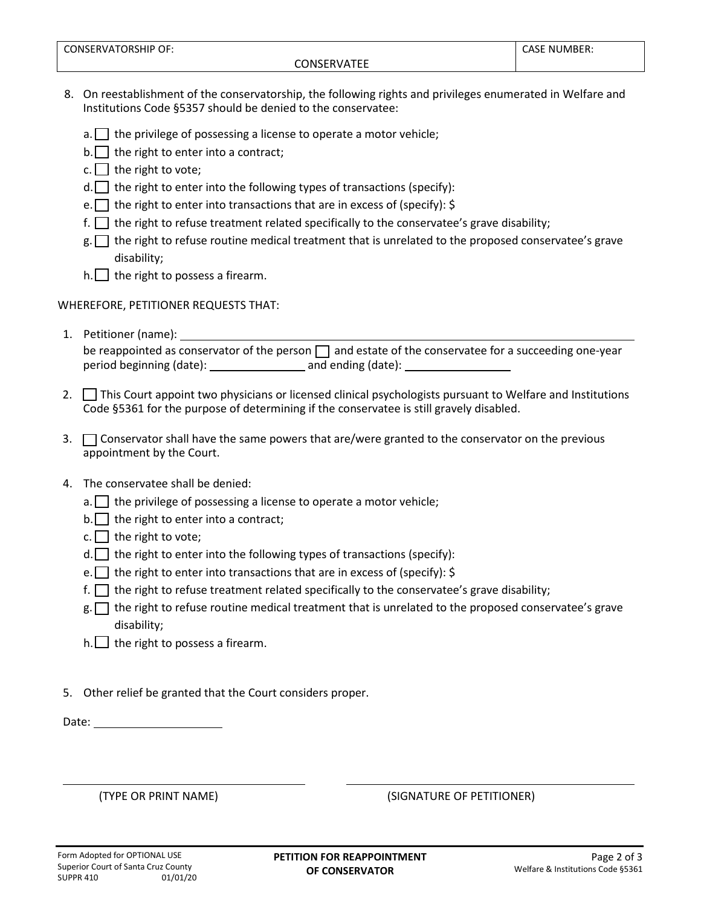| CONSERVATORSHIP OF: CONSERVATEE | CASE NUMBER: |
|---|---|

8. On reestablishment of the conservatorship, the following rights and privileges enumerated in Welfare and Institutions Code §5357 should be denied to the conservatee:

   a. ☐ the privilege of possessing a license to operate a motor vehicle;
   b. ☐ the right to enter into a contract;
   c. ☐ the right to vote;
   d. ☐ the right to enter into the following types of transactions (specify):
   e. ☐ the right to enter into transactions that are in excess of (specify): $
   f. ☐ the right to refuse treatment related specifically to the conservatee's grave disability;
   g. ☐ the right to refuse routine medical treatment that is unrelated to the proposed conservatee's grave disability;
   h. ☐ the right to possess a firearm.

WHEREFORE, PETITIONER REQUESTS THAT:

1. Petitioner (name): ______________________________
   be reappointed as conservator of the person ☐ and estate of the conservatee for a succeeding one-year period beginning (date): ______________ and ending (date): ______________

2. ☐ This Court appoint two physicians or licensed clinical psychologists pursuant to Welfare and Institutions Code §5361 for the purpose of determining if the conservatee is still gravely disabled.

3. ☐ Conservator shall have the same powers that are/were granted to the conservator on the previous appointment by the Court.

4. The conservatee shall be denied:

   a. ☐ the privilege of possessing a license to operate a motor vehicle;
   b. ☐ the right to enter into a contract;
   c. ☐ the right to vote;
   d. ☐ the right to enter into the following types of transactions (specify):
   e. ☐ the right to enter into transactions that are in excess of (specify): $
   f. ☐ the right to refuse treatment related specifically to the conservatee's grave disability;
   g. ☐ the right to refuse routine medical treatment that is unrelated to the proposed conservatee's grave disability;
   h. ☐ the right to possess a firearm.

5. Other relief be granted that the Court considers proper.

Date: ______________

______________________________ (TYPE OR PRINT NAME)

______________________________ (SIGNATURE OF PETITIONER)

Form Adopted for OPTIONAL USE
Superior Court of Santa Cruz County
SUPPR 410 01/01/20

**PETITION FOR REAPPOINTMENT OF CONSERVATOR**

Welfare & Institutions Code §5361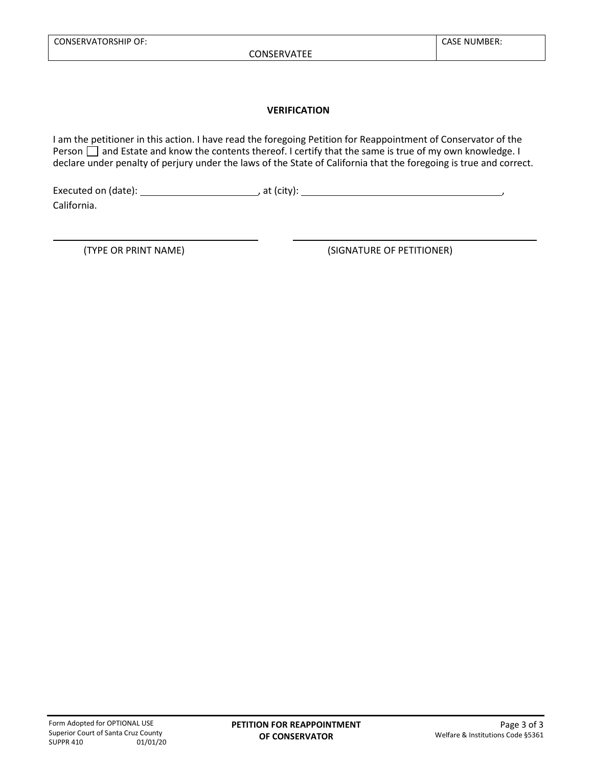| CONSERVATORSHIP OF: CONSERVATEE | CASE NUMBER: |
| --- | --- |

## VERIFICATION

I am the petitioner in this action. I have read the foregoing Petition for Reappointment of Conservator of the Person ☐ and Estate and know the contents thereof. I certify that the same is true of my own knowledge. I declare under penalty of perjury under the laws of the State of California that the foregoing is true and correct.

Executed on (date): ______________________, at (city): ______________________________________, California.

______________________________ ______________________________

(TYPE OR PRINT NAME) (SIGNATURE OF PETITIONER)

Form Adopted for OPTIONAL USE
Superior Court of Santa Cruz County
SUPPR 410 01/01/20

**PETITION FOR REAPPOINTMENT OF CONSERVATOR**

Welfare & Institutions Code §5361